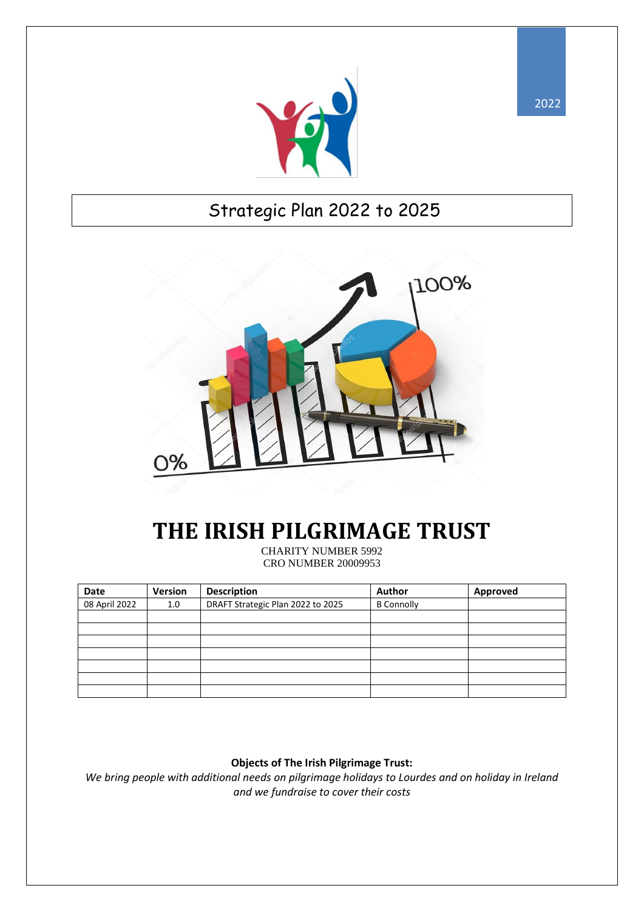2022

# Strategic Plan 2022 to 2025

# THE IRISH PILGRIMAGE TRUST

CHARITY NUMBER 5992
CRO NUMBER 20009953

| Date | Version | Description | Author | Approved |
|---|---|---|---|---|
| 08 April 2022 | 1.0 | DRAFT Strategic Plan 2022 to 2025 | B Connolly | |
| | | | | |
| | | | | |
| | | | | |
| | | | | |
| | | | | |
| | | | | |
| | | | | |

**Objects of The Irish Pilgrimage Trust:**

*We bring people with additional needs on pilgrimage holidays to Lourdes and on holiday in Ireland and we fundraise to cover their costs*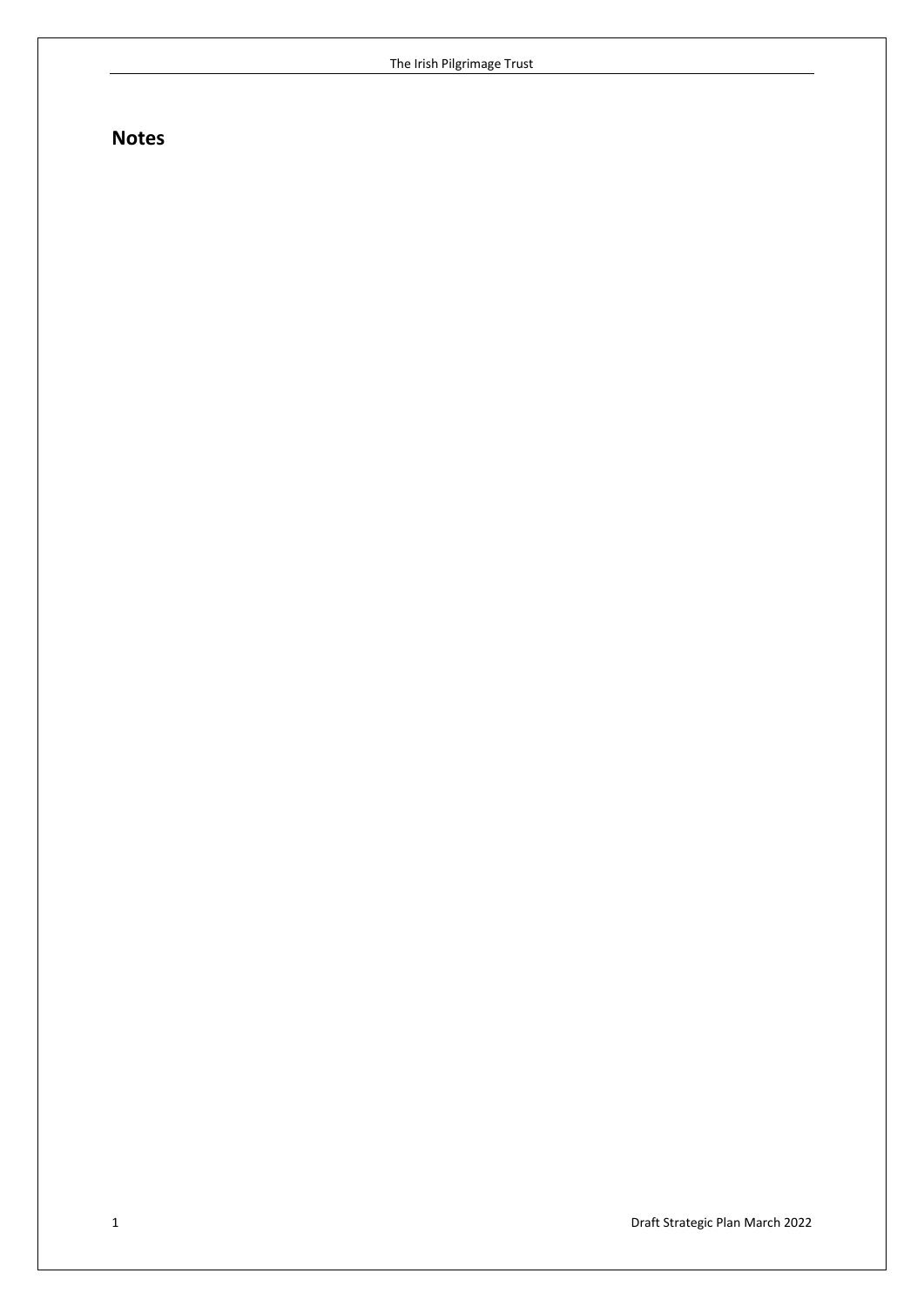## Notes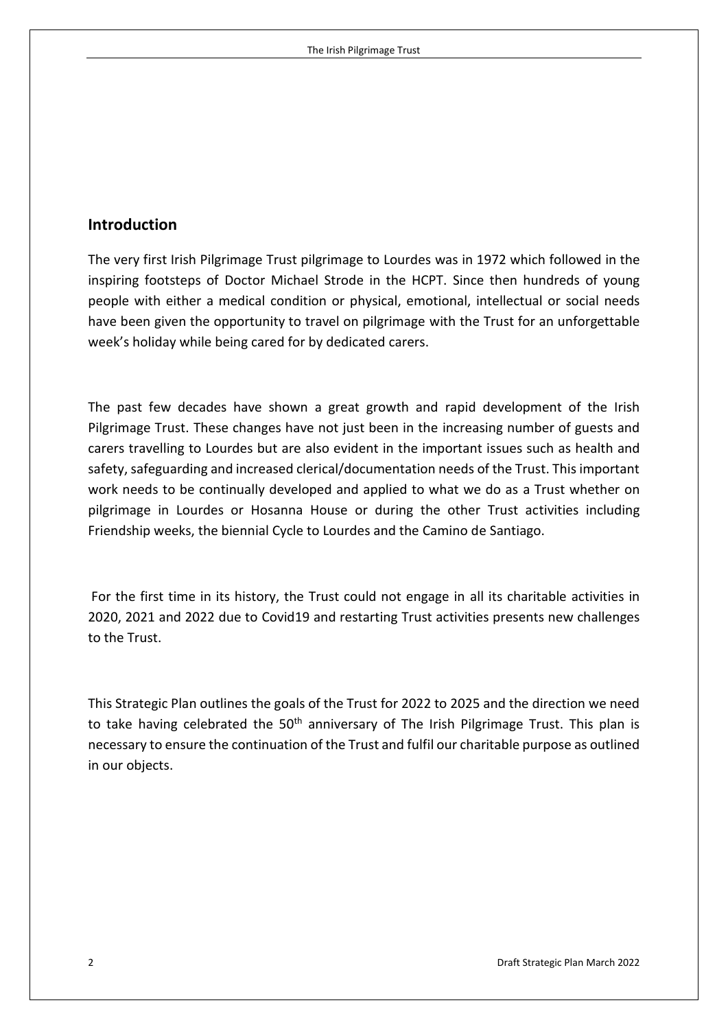## Introduction

The very first Irish Pilgrimage Trust pilgrimage to Lourdes was in 1972 which followed in the inspiring footsteps of Doctor Michael Strode in the HCPT. Since then hundreds of young people with either a medical condition or physical, emotional, intellectual or social needs have been given the opportunity to travel on pilgrimage with the Trust for an unforgettable week's holiday while being cared for by dedicated carers.

The past few decades have shown a great growth and rapid development of the Irish Pilgrimage Trust. These changes have not just been in the increasing number of guests and carers travelling to Lourdes but are also evident in the important issues such as health and safety, safeguarding and increased clerical/documentation needs of the Trust. This important work needs to be continually developed and applied to what we do as a Trust whether on pilgrimage in Lourdes or Hosanna House or during the other Trust activities including Friendship weeks, the biennial Cycle to Lourdes and the Camino de Santiago.

For the first time in its history, the Trust could not engage in all its charitable activities in 2020, 2021 and 2022 due to Covid19 and restarting Trust activities presents new challenges to the Trust.

This Strategic Plan outlines the goals of the Trust for 2022 to 2025 and the direction we need to take having celebrated the 50th anniversary of The Irish Pilgrimage Trust. This plan is necessary to ensure the continuation of the Trust and fulfil our charitable purpose as outlined in our objects.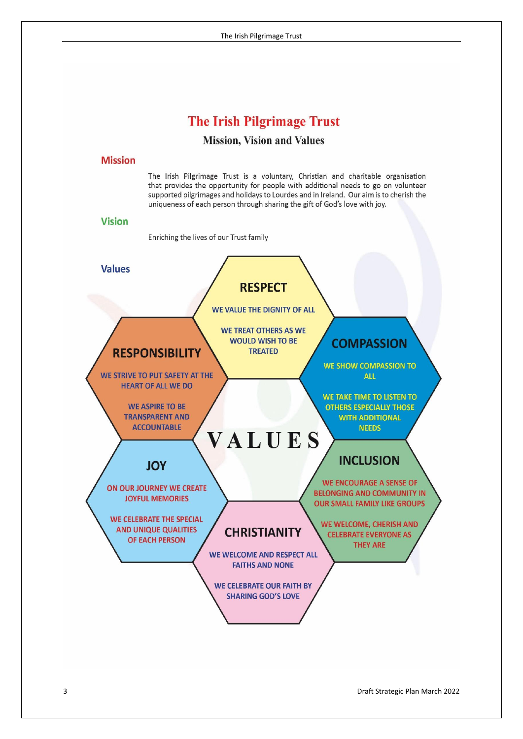# The Irish Pilgrimage Trust

## Mission, Vision and Values

### Mission

The Irish Pilgrimage Trust is a voluntary, Christian and charitable organisation that provides the opportunity for people with additional needs to go on volunteer supported pilgrimages and holidays to Lourdes and in Ireland. Our aim is to cherish the uniqueness of each person through sharing the gift of God's love with joy.

### Vision

Enriching the lives of our Trust family

### Values

**VALUES**

**RESPECT**

WE VALUE THE DIGNITY OF ALL

WE TREAT OTHERS AS WE WOULD WISH TO BE TREATED

**COMPASSION**

WE SHOW COMPASSION TO ALL

WE TAKE TIME TO LISTEN TO OTHERS ESPECIALLY THOSE WITH ADDITIONAL NEEDS

**INCLUSION**

WE ENCOURAGE A SENSE OF BELONGING AND COMMUNITY IN OUR SMALL FAMILY LIKE GROUPS

WE WELCOME, CHERISH AND CELEBRATE EVERYONE AS THEY ARE

**CHRISTIANITY**

WE WELCOME AND RESPECT ALL FAITHS AND NONE

WE CELEBRATE OUR FAITH BY SHARING GOD'S LOVE

**JOY**

ON OUR JOURNEY WE CREATE JOYFUL MEMORIES

WE CELEBRATE THE SPECIAL AND UNIQUE QUALITIES OF EACH PERSON

**RESPONSIBILITY**

WE STRIVE TO PUT SAFETY AT THE HEART OF ALL WE DO

WE ASPIRE TO BE TRANSPARENT AND ACCOUNTABLE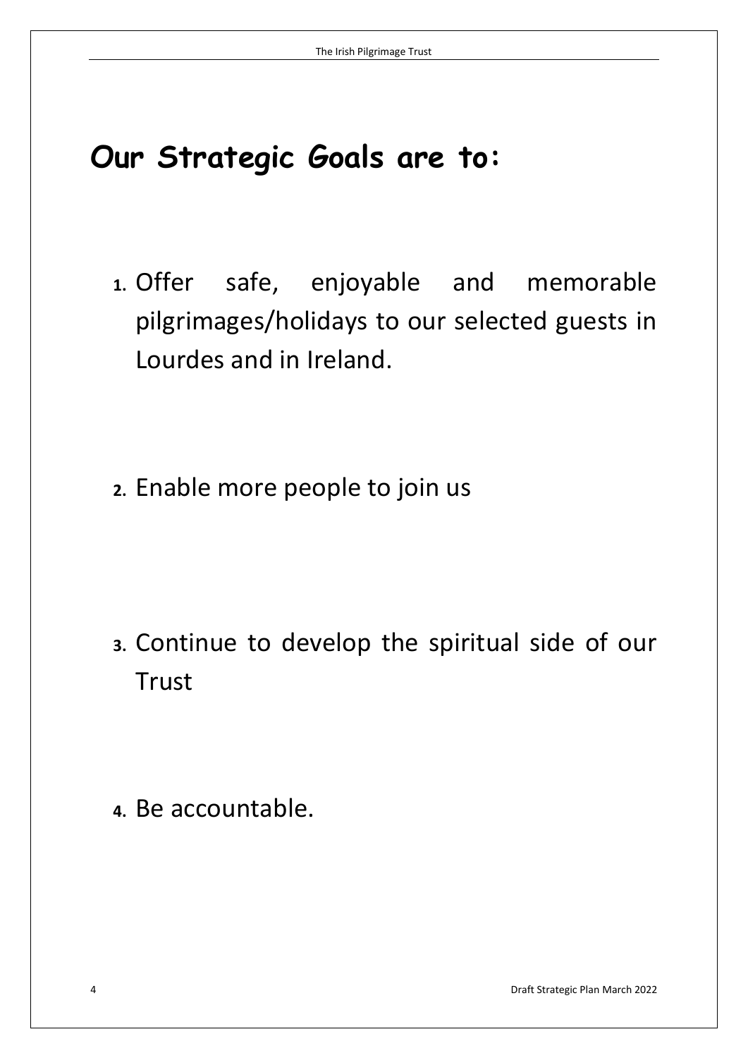# Our Strategic Goals are to:

1. Offer safe, enjoyable and memorable pilgrimages/holidays to our selected guests in Lourdes and in Ireland.

2. Enable more people to join us

3. Continue to develop the spiritual side of our Trust

4. Be accountable.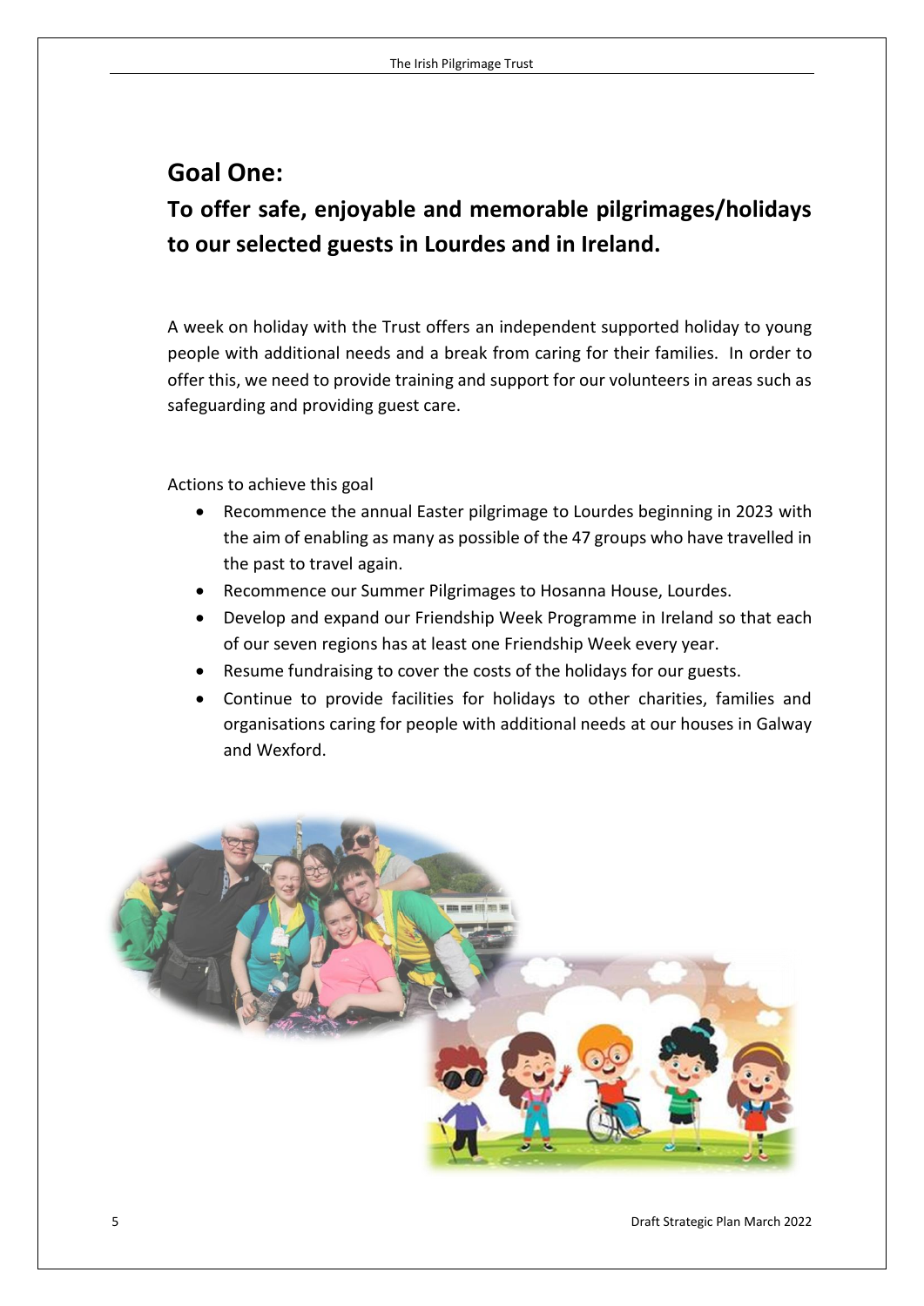## Goal One:

### To offer safe, enjoyable and memorable pilgrimages/holidays to our selected guests in Lourdes and in Ireland.

A week on holiday with the Trust offers an independent supported holiday to young people with additional needs and a break from caring for their families. In order to offer this, we need to provide training and support for our volunteers in areas such as safeguarding and providing guest care.

Actions to achieve this goal

- Recommence the annual Easter pilgrimage to Lourdes beginning in 2023 with the aim of enabling as many as possible of the 47 groups who have travelled in the past to travel again.
- Recommence our Summer Pilgrimages to Hosanna House, Lourdes.
- Develop and expand our Friendship Week Programme in Ireland so that each of our seven regions has at least one Friendship Week every year.
- Resume fundraising to cover the costs of the holidays for our guests.
- Continue to provide facilities for holidays to other charities, families and organisations caring for people with additional needs at our houses in Galway and Wexford.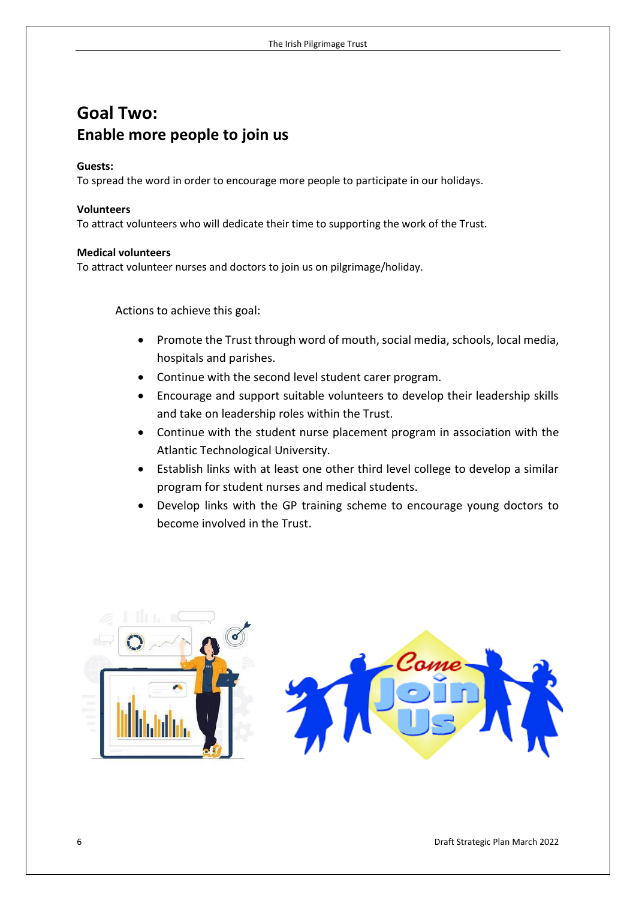# Goal Two:
## Enable more people to join us

**Guests:**
To spread the word in order to encourage more people to participate in our holidays.

**Volunteers**
To attract volunteers who will dedicate their time to supporting the work of the Trust.

**Medical volunteers**
To attract volunteer nurses and doctors to join us on pilgrimage/holiday.

Actions to achieve this goal:

- Promote the Trust through word of mouth, social media, schools, local media, hospitals and parishes.
- Continue with the second level student carer program.
- Encourage and support suitable volunteers to develop their leadership skills and take on leadership roles within the Trust.
- Continue with the student nurse placement program in association with the Atlantic Technological University.
- Establish links with at least one other third level college to develop a similar program for student nurses and medical students.
- Develop links with the GP training scheme to encourage young doctors to become involved in the Trust.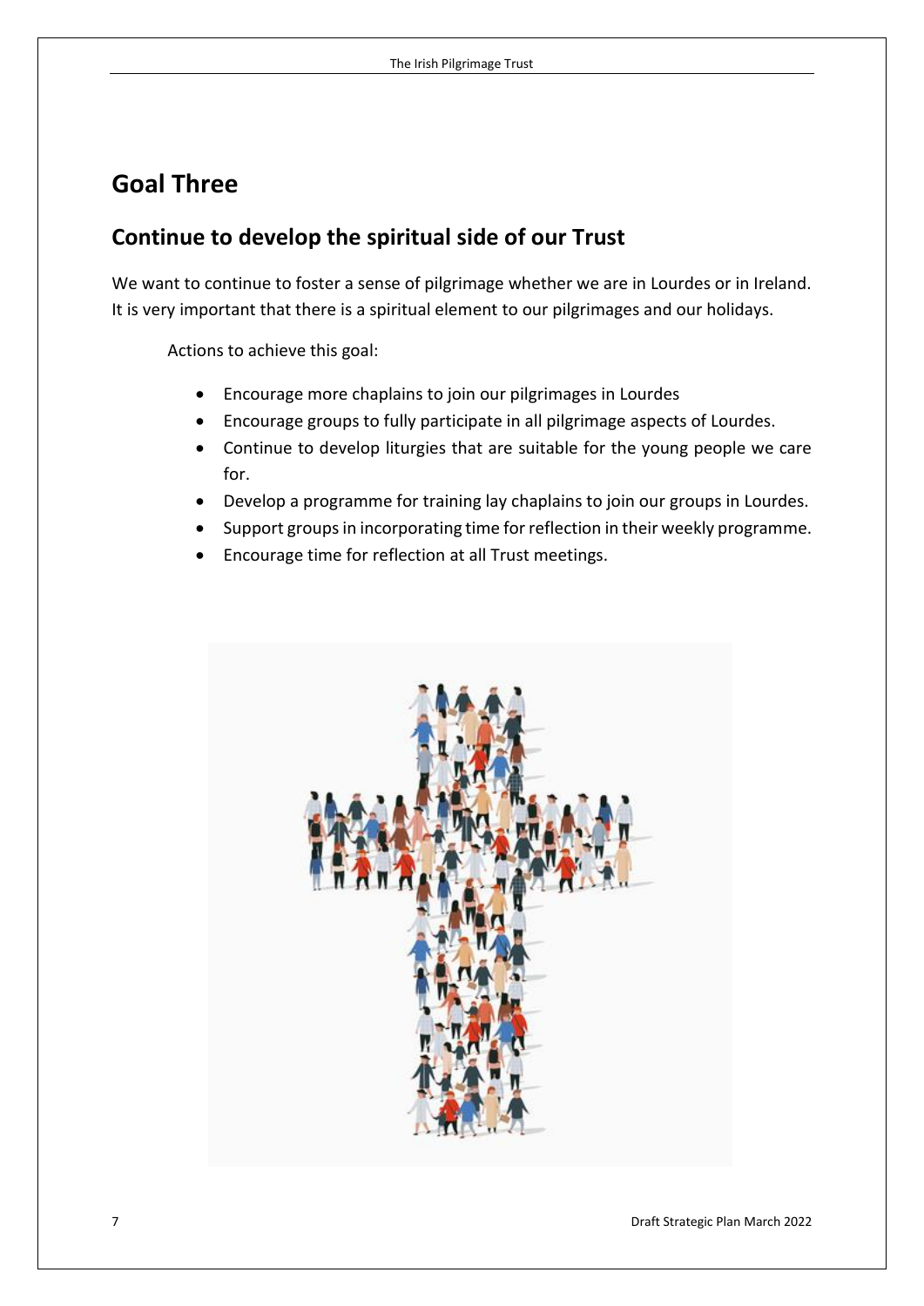# Goal Three

## Continue to develop the spiritual side of our Trust

We want to continue to foster a sense of pilgrimage whether we are in Lourdes or in Ireland. It is very important that there is a spiritual element to our pilgrimages and our holidays.

Actions to achieve this goal:

- Encourage more chaplains to join our pilgrimages in Lourdes
- Encourage groups to fully participate in all pilgrimage aspects of Lourdes.
- Continue to develop liturgies that are suitable for the young people we care for.
- Develop a programme for training lay chaplains to join our groups in Lourdes.
- Support groups in incorporating time for reflection in their weekly programme.
- Encourage time for reflection at all Trust meetings.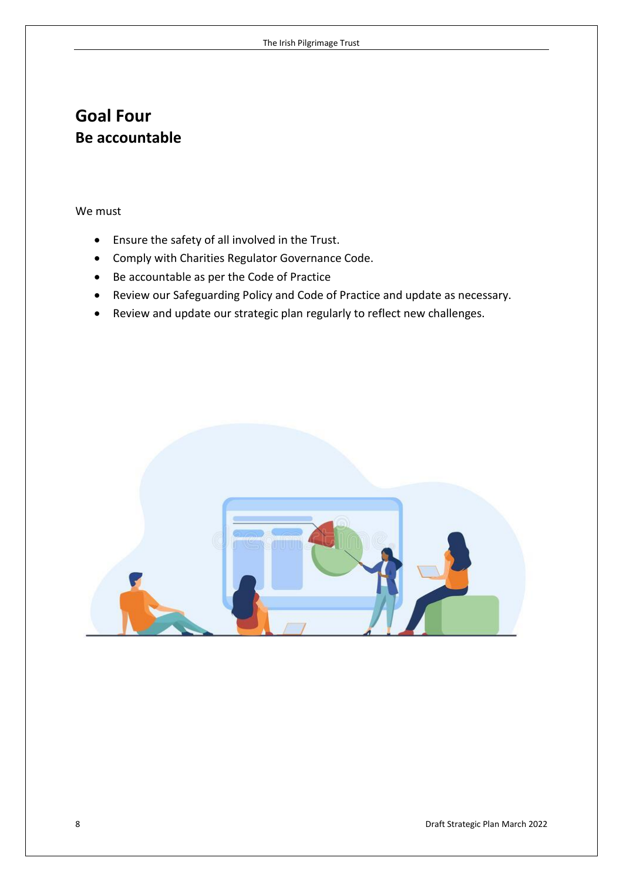# Goal Four
## Be accountable

We must

- Ensure the safety of all involved in the Trust.
- Comply with Charities Regulator Governance Code.
- Be accountable as per the Code of Practice
- Review our Safeguarding Policy and Code of Practice and update as necessary.
- Review and update our strategic plan regularly to reflect new challenges.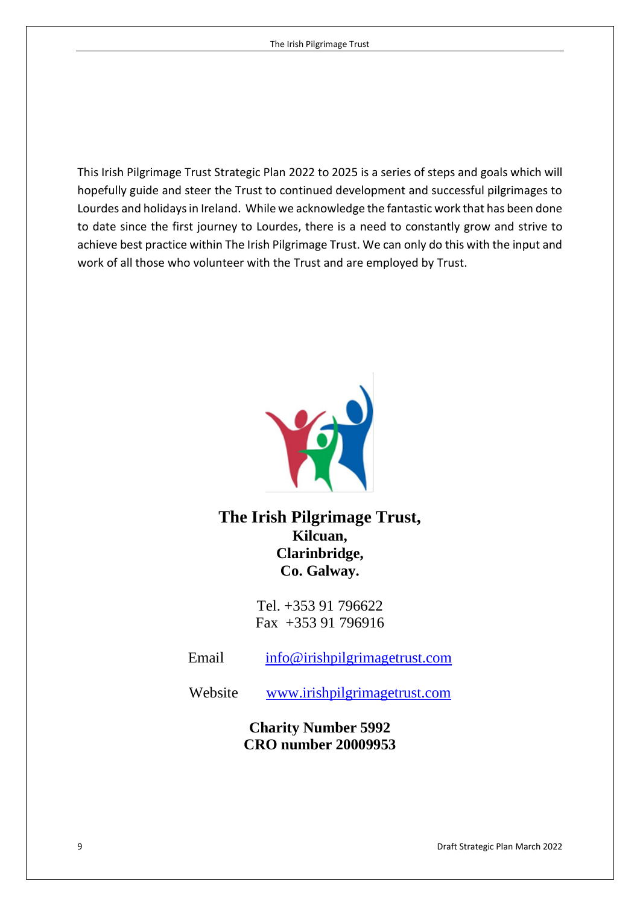This Irish Pilgrimage Trust Strategic Plan 2022 to 2025 is a series of steps and goals which will hopefully guide and steer the Trust to continued development and successful pilgrimages to Lourdes and holidays in Ireland. While we acknowledge the fantastic work that has been done to date since the first journey to Lourdes, there is a need to constantly grow and strive to achieve best practice within The Irish Pilgrimage Trust. We can only do this with the input and work of all those who volunteer with the Trust and are employed by Trust.

**The Irish Pilgrimage Trust,**
**Kilcuan,**
**Clarinbridge,**
**Co. Galway.**

Tel. +353 91 796622
Fax +353 91 796916

Email info@irishpilgrimagetrust.com

Website www.irishpilgrimagetrust.com

**Charity Number 5992**
**CRO number 20009953**